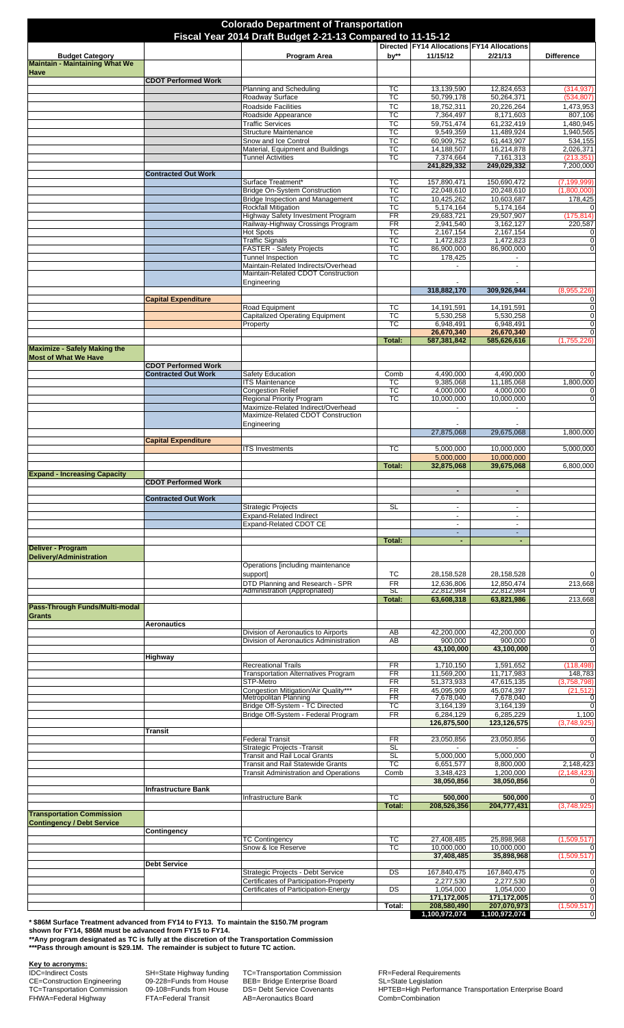# Colorado Department of Transportation

## Fiscal Year 2014 Draft Budget 2-21-13 Compared to 11-15-12

| Budget Category | | Program Area | Directed by** | FY14 Allocations 11/15/12 | FY14 Allocations 2/21/13 | Difference |
|---|---|---|---|---|---|---|
| **Maintain - Maintaining What We Have** | | | | | | |
| | **CDOT Performed Work** | | | | | |
| | | Planning and Scheduling | TC | 13,139,590 | 12,824,653 | (314,937) |
| | | Roadway Surface | TC | 50,799,178 | 50,264,371 | (534,807) |
| | | Roadside Facilities | TC | 18,752,311 | 20,226,264 | 1,473,953 |
| | | Roadside Appearance | TC | 7,364,497 | 8,171,603 | 807,106 |
| | | Traffic Services | TC | 59,751,474 | 61,232,419 | 1,480,945 |
| | | Structure Maintenance | TC | 9,549,359 | 11,489,924 | 1,940,565 |
| | | Snow and Ice Control | TC | 60,909,752 | 61,443,907 | 534,155 |
| | | Material, Equipment and Buildings | TC | 14,188,507 | 16,214,878 | 2,026,371 |
| | | Tunnel Activities | TC | 7,374,664 | 7,161,313 | (213,351) |
| | | | | **241,829,332** | **249,029,332** | 7,200,000 |
| | **Contracted Out Work** | | | | | |
| | | Surface Treatment* | TC | 157,890,471 | 150,690,472 | (7,199,999) |
| | | Bridge On-System Construction | TC | 22,048,610 | 20,248,610 | (1,800,000) |
| | | Bridge Inspection and Management | TC | 10,425,262 | 10,603,687 | 178,425 |
| | | Rockfall Mitigation | TC | 5,174,164 | 5,174,164 | 0 |
| | | Highway Safety Investment Program | FR | 29,683,721 | 29,507,907 | (175,814) |
| | | Railway-Highway Crossings Program | FR | 2,941,540 | 3,162,127 | 220,587 |
| | | Hot Spots | TC | 2,167,154 | 2,167,154 | 0 |
| | | Traffic Signals | TC | 1,472,823 | 1,472,823 | 0 |
| | | FASTER - Safety Projects | TC | 86,900,000 | 86,900,000 | 0 |
| | | Tunnel Inspection | TC | 178,425 | - | |
| | | Maintain-Related Indirects/Overhead | | - | - | |
| | | Maintain-Related CDOT Construction Engineering | | - | - | |
| | | | | **318,882,170** | **309,926,944** | (8,955,226) |
| | **Capital Expenditure** | | | | | 0 |
| | | Road Equipment | TC | 14,191,591 | 14,191,591 | 0 |
| | | Capitalized Operating Equipment | TC | 5,530,258 | 5,530,258 | 0 |
| | | Property | TC | 6,948,491 | 6,948,491 | 0 |
| | | | | **26,670,340** | **26,670,340** | 0 |
| | | | **Total:** | **587,381,842** | **585,626,616** | (1,755,226) |
| **Maximize - Safely Making the Most of What We Have** | | | | | | |
| | **CDOT Performed Work** | | | | | |
| | **Contracted Out Work** | Safety Education | Comb | 4,490,000 | 4,490,000 | 0 |
| | | ITS Maintenance | TC | 9,385,068 | 11,185,068 | 1,800,000 |
| | | Congestion Relief | TC | 4,000,000 | 4,000,000 | 0 |
| | | Regional Priority Program | TC | 10,000,000 | 10,000,000 | 0 |
| | | Maximize-Related Indirect/Overhead | | - | - | |
| | | Maximize-Related CDOT Construction Engineering | | - | - | |
| | | | | 27,875,068 | 29,675,068 | 1,800,000 |
| | **Capital Expenditure** | | | | | |
| | | ITS Investments | TC | 5,000,000 | 10,000,000 | 5,000,000 |
| | | | | 5,000,000 | 10,000,000 | |
| | | | **Total:** | **32,875,068** | **39,675,068** | 6,800,000 |
| **Expand - Increasing Capacity** | | | | | | |
| | **CDOT Performed Work** | | | | | |
| | | | | **-** | **-** | |
| | **Contracted Out Work** | | | | | |
| | | Strategic Projects | SL | - | - | |
| | | Expand-Related Indirect | | - | - | |
| | | Expand-Related CDOT CE | | - | - | |
| | | | | - | - | |
| | | | **Total:** | **-** | **-** | |
| **Deliver - Program Delivery/Administration** | | | | | | |
| | | Operations [including maintenance support] | TC | 28,158,528 | 28,158,528 | 0 |
| | | DTD Planning and Research - SPR | FR | 12,636,806 | 12,850,474 | 213,668 |
| | | Administration (Appropriated) | SL | 22,812,984 | 22,812,984 | 0 |
| | | | **Total:** | **63,608,318** | **63,821,986** | 213,668 |
| **Pass-Through Funds/Multi-modal Grants** | | | | | | |
| | **Aeronautics** | | | | | |
| | | Division of Aeronautics to Airports | AB | 42,200,000 | 42,200,000 | 0 |
| | | Division of Aeronautics Administration | AB | 900,000 | 900,000 | 0 |
| | | | | **43,100,000** | **43,100,000** | 0 |
| | **Highway** | | | | | |
| | | Recreational Trails | FR | 1,710,150 | 1,591,652 | (118,498) |
| | | Transportation Alternatives Program | FR | 11,569,200 | 11,717,983 | 148,783 |
| | | STP-Metro | FR | 51,373,933 | 47,615,135 | (3,758,798) |
| | | Congestion Mitigation/Air Quality*** | FR | 45,095,909 | 45,074,397 | (21,512) |
| | | Metropolitan Planning | FR | 7,678,040 | 7,678,040 | 0 |
| | | Bridge Off-System - TC Directed | TC | 3,164,139 | 3,164,139 | 0 |
| | | Bridge Off-System - Federal Program | FR | 6,284,129 | 6,285,229 | 1,100 |
| | | | | **126,875,500** | **123,126,575** | (3,748,925) |
| | **Transit** | | | | | |
| | | Federal Transit | FR | 23,050,856 | 23,050,856 | 0 |
| | | Strategic Projects -Transit | SL | - | - | |
| | | Transit and Rail Local Grants | SL | 5,000,000 | 5,000,000 | 0 |
| | | Transit and Rail Statewide Grants | TC | 6,651,577 | 8,800,000 | 2,148,423 |
| | | Transit Administration and Operations | Comb | 3,348,423 | 1,200,000 | (2,148,423) |
| | | | | **38,050,856** | **38,050,856** | 0 |
| | **Infrastructure Bank** | | | | | |
| | | Infrastructure Bank | TC | **500,000** | **500,000** | 0 |
| | | | **Total:** | **208,526,356** | **204,777,431** | (3,748,925) |
| **Transportation Commission Contingency / Debt Service** | | | | | | |
| | **Contingency** | | | | | |
| | | TC Contingency | TC | 27,408,485 | 25,898,968 | (1,509,517) |
| | | Snow & Ice Reserve | TC | 10,000,000 | 10,000,000 | 0 |
| | | | | **37,408,485** | **35,898,968** | (1,509,517) |
| | **Debt Service** | | | | | |
| | | Strategic Projects - Debt Service | DS | 167,840,475 | 167,840,475 | 0 |
| | | Certificates of Participation-Property | | 2,277,530 | 2,277,530 | 0 |
| | | Certificates of Participation-Energy | DS | 1,054,000 | 1,054,000 | 0 |
| | | | | **171,172,005** | **171,172,005** | 0 |
| | | | **Total:** | **208,580,490** | **207,070,973** | (1,509,517) |
| | | | | **1,100,972,074** | **1,100,972,074** | 0 |

**\* $86M Surface Treatment advanced from FY14 to FY13. To maintain the $150.7M program shown for FY14, $86M must be advanced from FY15 to FY14.**
**\*\*Any program designated as TC is fully at the discretion of the Transportation Commission**
**\*\*\*Pass through amount is $29.1M. The remainder is subject to future TC action.**

**Key to acronyms:**

- IDC=Indirect Costs
- CE=Construction Engineering
- TC=Transportation Commission
- FHWA=Federal Highway
- SH=State Highway funding
- 09-228=Funds from House
- 09-108=Funds from House
- FTA=Federal Transit
- TC=Transportation Commission
- BEB= Bridge Enterprise Board
- DS= Debt Service Covenants
- AB=Aeronautics Board
- FR=Federal Requirements
- SL=State Legislation
- HPTEB=High Performance Transportation Enterprise Board
- Comb=Combination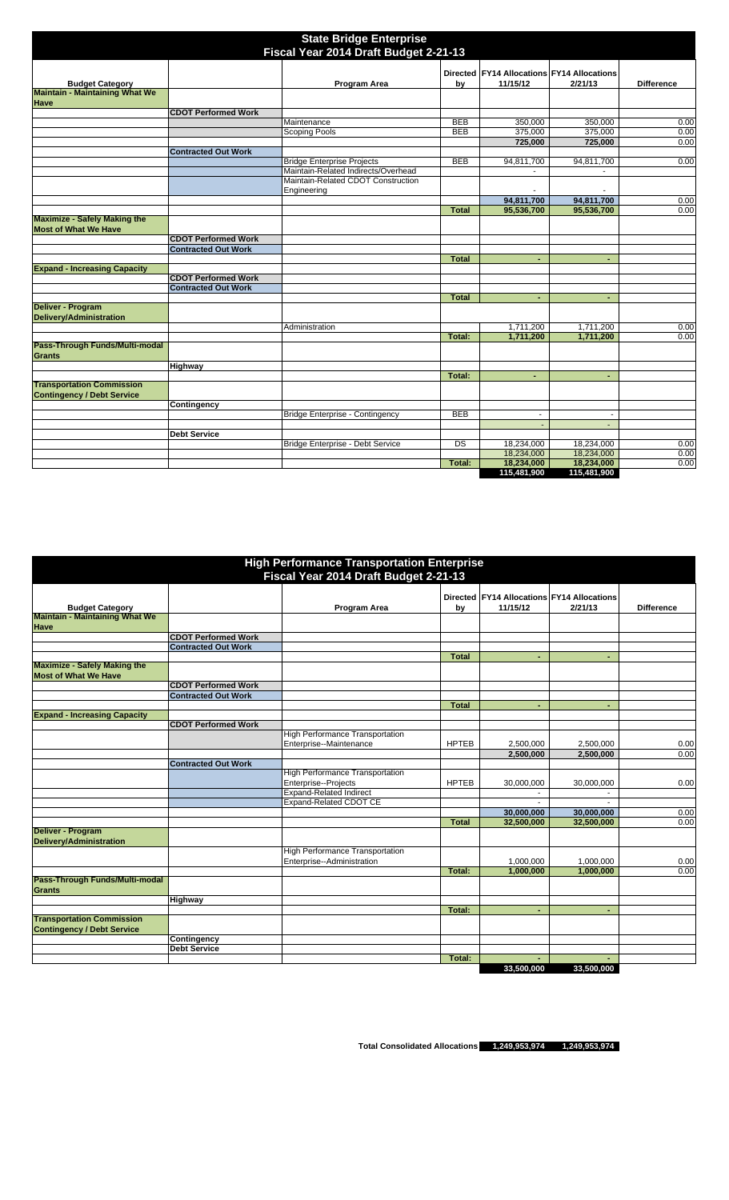## State Bridge Enterprise
### Fiscal Year 2014 Draft Budget 2-21-13

| Budget Category | | Program Area | Directed by | FY14 Allocations 11/15/12 | FY14 Allocations 2/21/13 | Difference |
|---|---|---|---|---|---|---|
| **Maintain - Maintaining What We Have** | | | | | | |
| | **CDOT Performed Work** | | | | | |
| | | Maintenance | BEB | 350,000 | 350,000 | 0.00 |
| | | Scoping Pools | BEB | 375,000 | 375,000 | 0.00 |
| | | | | **725,000** | **725,000** | 0.00 |
| | **Contracted Out Work** | | | | | |
| | | Bridge Enterprise Projects | BEB | 94,811,700 | 94,811,700 | 0.00 |
| | | Maintain-Related Indirects/Overhead | | - | - | |
| | | Maintain-Related CDOT Construction Engineering | | - | - | |
| | | | | **94,811,700** | **94,811,700** | 0.00 |
| | | | **Total** | **95,536,700** | **95,536,700** | 0.00 |
| **Maximize - Safely Making the Most of What We Have** | | | | | | |
| | **CDOT Performed Work** | | | | | |
| | **Contracted Out Work** | | | | | |
| | | | **Total** | - | - | |
| **Expand - Increasing Capacity** | | | | | | |
| | **CDOT Performed Work** | | | | | |
| | **Contracted Out Work** | | | | | |
| | | | **Total** | - | - | |
| **Deliver - Program Delivery/Administration** | | | | | | |
| | | Administration | | 1,711,200 | 1,711,200 | 0.00 |
| | | | **Total:** | **1,711,200** | **1,711,200** | 0.00 |
| **Pass-Through Funds/Multi-modal Grants** | | | | | | |
| | **Highway** | | | | | |
| | | | **Total:** | - | - | |
| **Transportation Commission Contingency / Debt Service** | | | | | | |
| | **Contingency** | | | | | |
| | | Bridge Enterprise - Contingency | BEB | - | - | |
| | | | | - | - | |
| | **Debt Service** | | | | | |
| | | Bridge Enterprise - Debt Service | DS | 18,234,000 | 18,234,000 | 0.00 |
| | | | | 18,234,000 | 18,234,000 | 0.00 |
| | | | **Total:** | **18,234,000** | **18,234,000** | 0.00 |
| | | | | **115,481,900** | **115,481,900** | |

## High Performance Transportation Enterprise
### Fiscal Year 2014 Draft Budget 2-21-13

| Budget Category | | Program Area | Directed by | FY14 Allocations 11/15/12 | FY14 Allocations 2/21/13 | Difference |
|---|---|---|---|---|---|---|
| **Maintain - Maintaining What We Have** | | | | | | |
| | **CDOT Performed Work** | | | | | |
| | **Contracted Out Work** | | | | | |
| | | | **Total** | - | - | |
| **Maximize - Safely Making the Most of What We Have** | | | | | | |
| | **CDOT Performed Work** | | | | | |
| | **Contracted Out Work** | | | | | |
| | | | **Total** | - | - | |
| **Expand - Increasing Capacity** | | | | | | |
| | **CDOT Performed Work** | | | | | |
| | | High Performance Transportation Enterprise--Maintenance | HPTEB | 2,500,000 | 2,500,000 | 0.00 |
| | | | | **2,500,000** | **2,500,000** | 0.00 |
| | **Contracted Out Work** | | | | | |
| | | High Performance Transportation Enterprise--Projects | HPTEB | 30,000,000 | 30,000,000 | 0.00 |
| | | Expand-Related Indirect | | - | - | |
| | | Expand-Related CDOT CE | | - | - | |
| | | | | **30,000,000** | **30,000,000** | 0.00 |
| | | | **Total** | **32,500,000** | **32,500,000** | 0.00 |
| **Deliver - Program Delivery/Administration** | | | | | | |
| | | High Performance Transportation Enterprise--Administration | | 1,000,000 | 1,000,000 | 0.00 |
| | | | **Total:** | **1,000,000** | **1,000,000** | 0.00 |
| **Pass-Through Funds/Multi-modal Grants** | | | | | | |
| | **Highway** | | | | | |
| | | | **Total:** | - | - | |
| **Transportation Commission Contingency / Debt Service** | | | | | | |
| | **Contingency** | | | | | |
| | **Debt Service** | | | | | |
| | | | **Total:** | - | - | |
| | | | | **33,500,000** | **33,500,000** | |

**Total Consolidated Allocations** **1,249,953,974** **1,249,953,974**